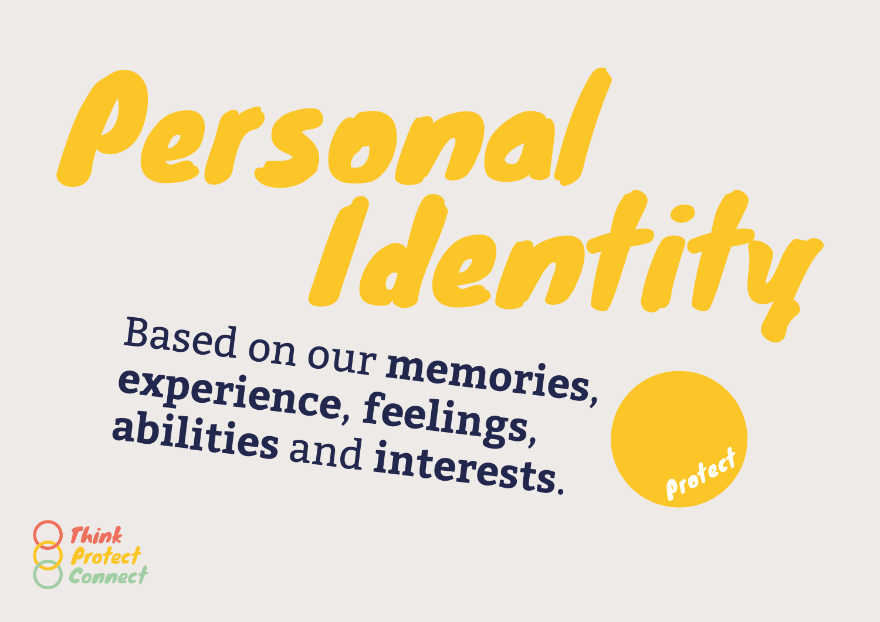# Personal Identity

Based on our **memories, experience, feelings, abilities** and **interests**.

Protect

Think
Protect
Connect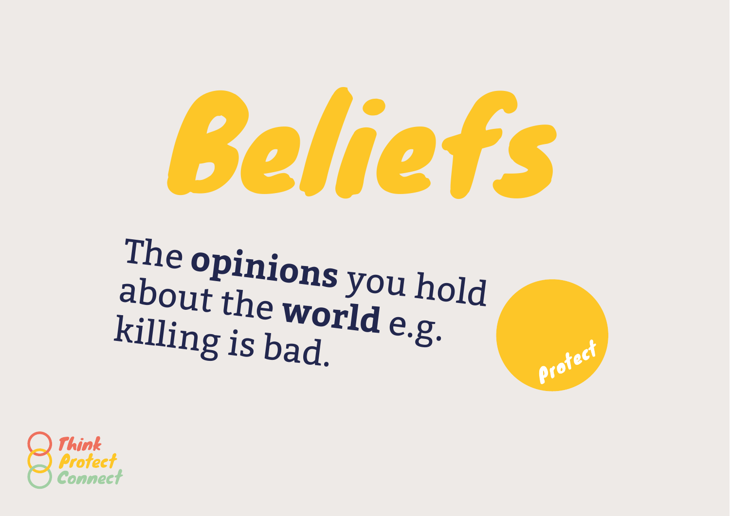# Beliefs

The **opinions** you hold about the **world** e.g. killing is bad.

Protect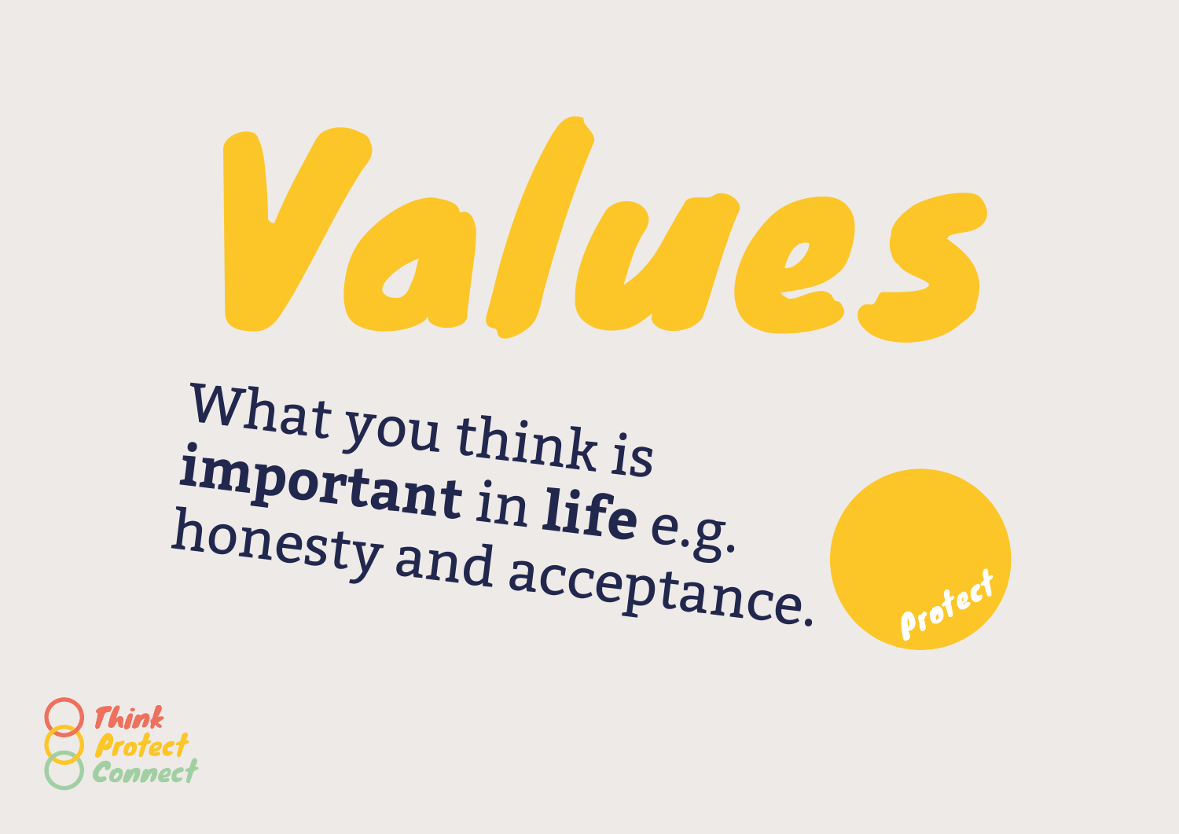# Values

What you think is **important** in **life** e.g. honesty and acceptance.

Protect

Think
Protect
Connect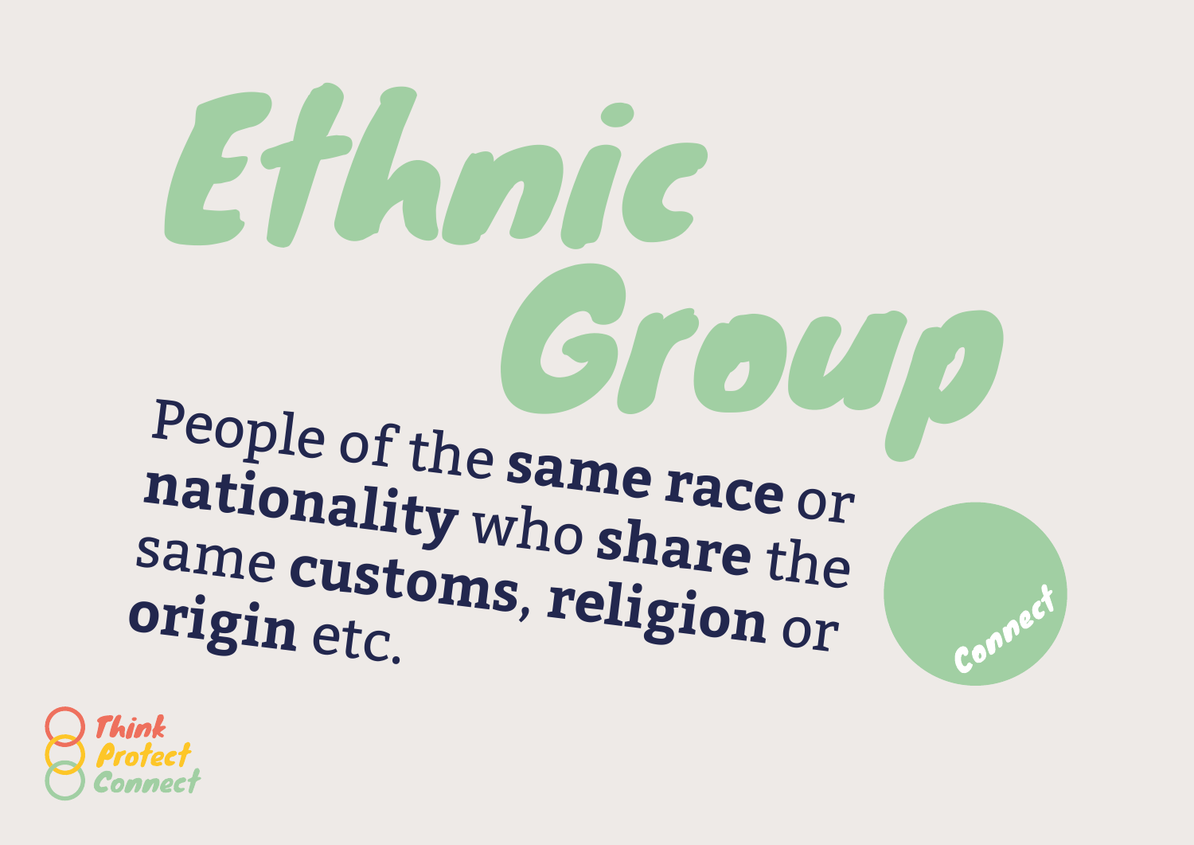# Ethnic Group

People of the **same race** or **nationality** who **share** the same **customs**, **religion** or **origin** etc.

Connect

Think
Protect
Connect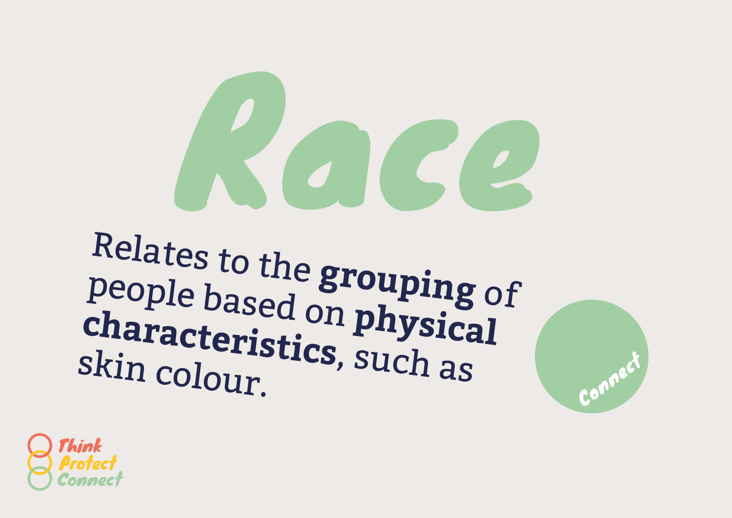# Race

Relates to the **grouping** of people based on **physical characteristics**, such as skin colour.

Connect

Think
Protect
Connect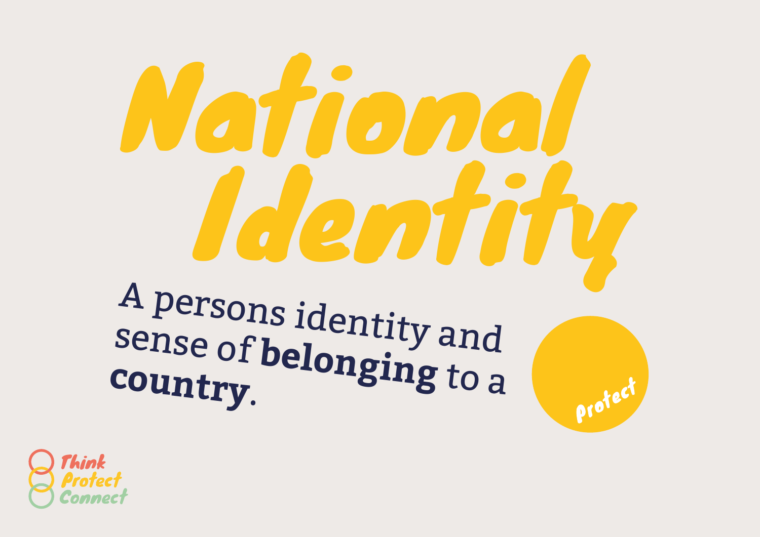# National Identity

A persons identity and sense of **belonging** to a **country**.

Protect

Think
Protect
Connect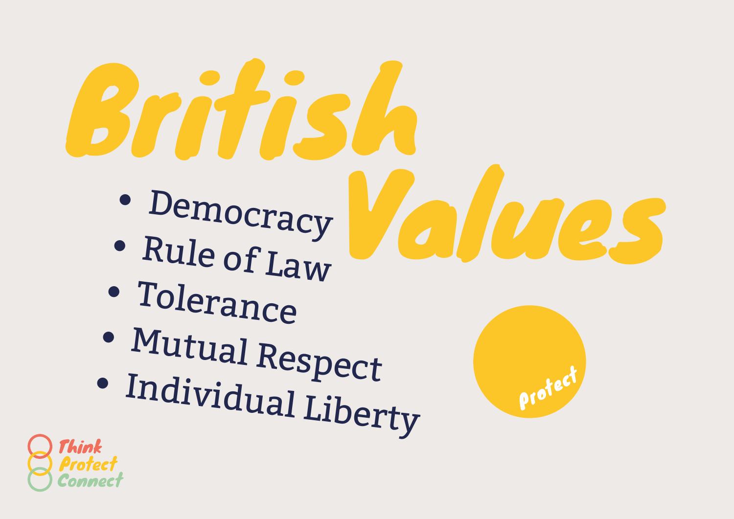# British Values

- Democracy
- Rule of Law
- Tolerance
- Mutual Respect
- Individual Liberty

Protect

Think
Protect
Connect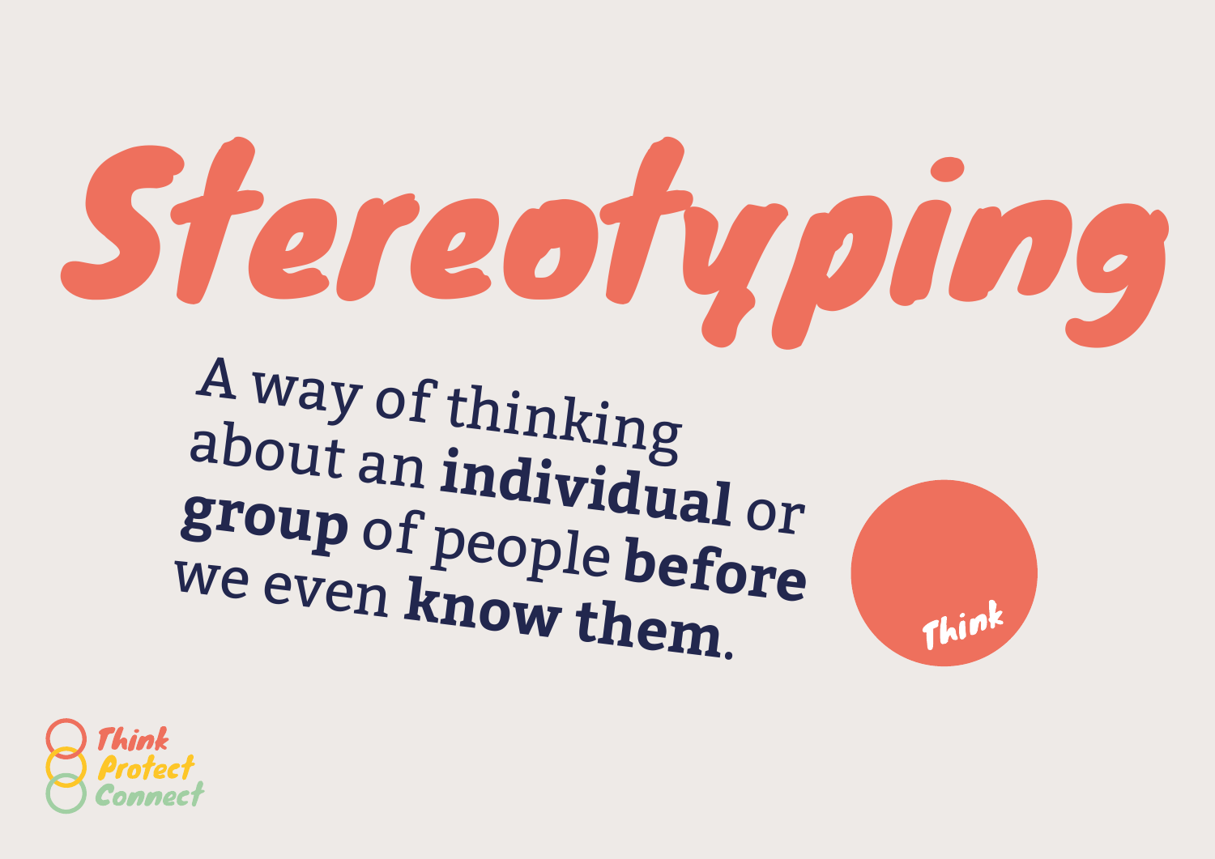# Stereotyping

A way of thinking about an **individual** or **group** of people **before** we even **know them**.

Think

Think
Protect
Connect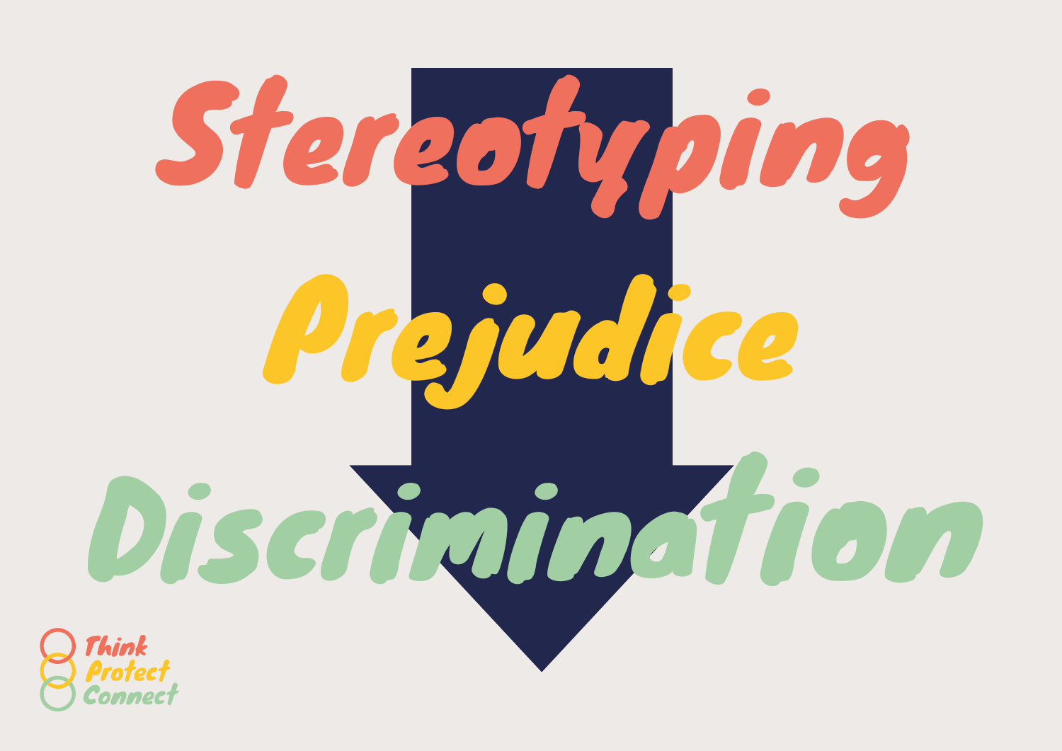# Stereotyping

# Prejudice

# Discrimination

Think
Protect
Connect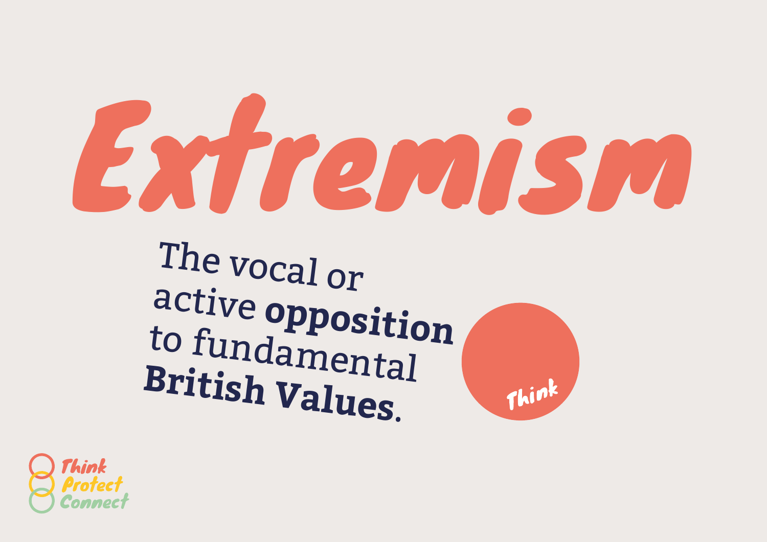# Extremism

The vocal or active **opposition** to fundamental **British Values**.

Think

Think
Protect
Connect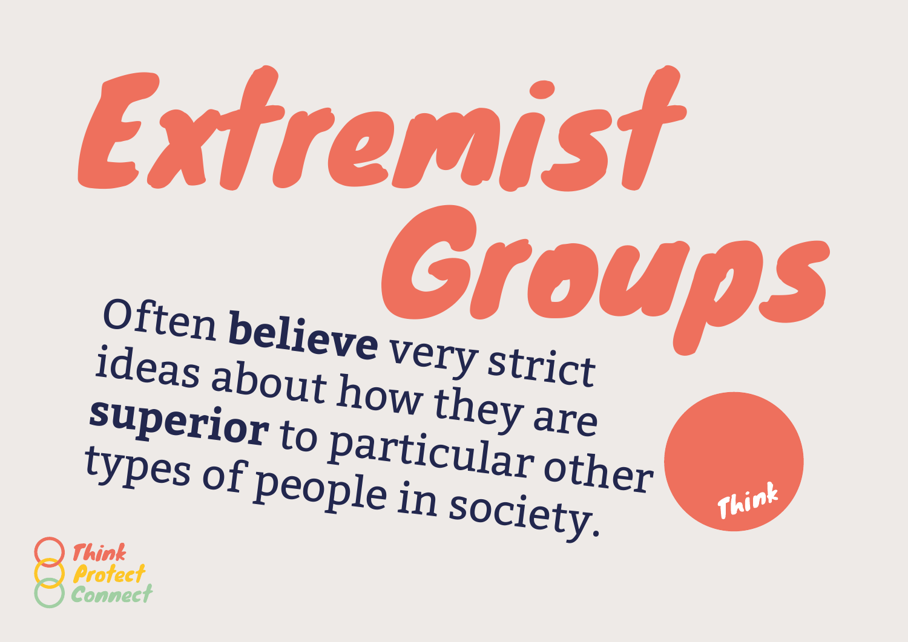# Extremist Groups

Often **believe** very strict ideas about how they are **superior** to particular other types of people in society.

Think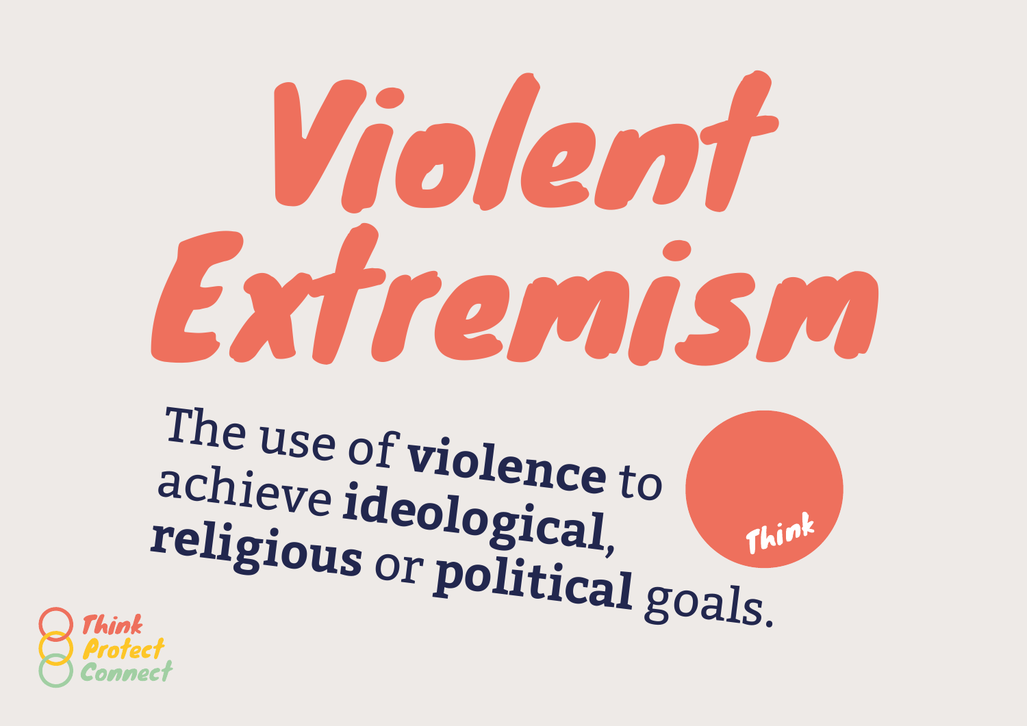# Violent Extremism

The use of **violence** to achieve **ideological**, **religious** or **political** goals.

Think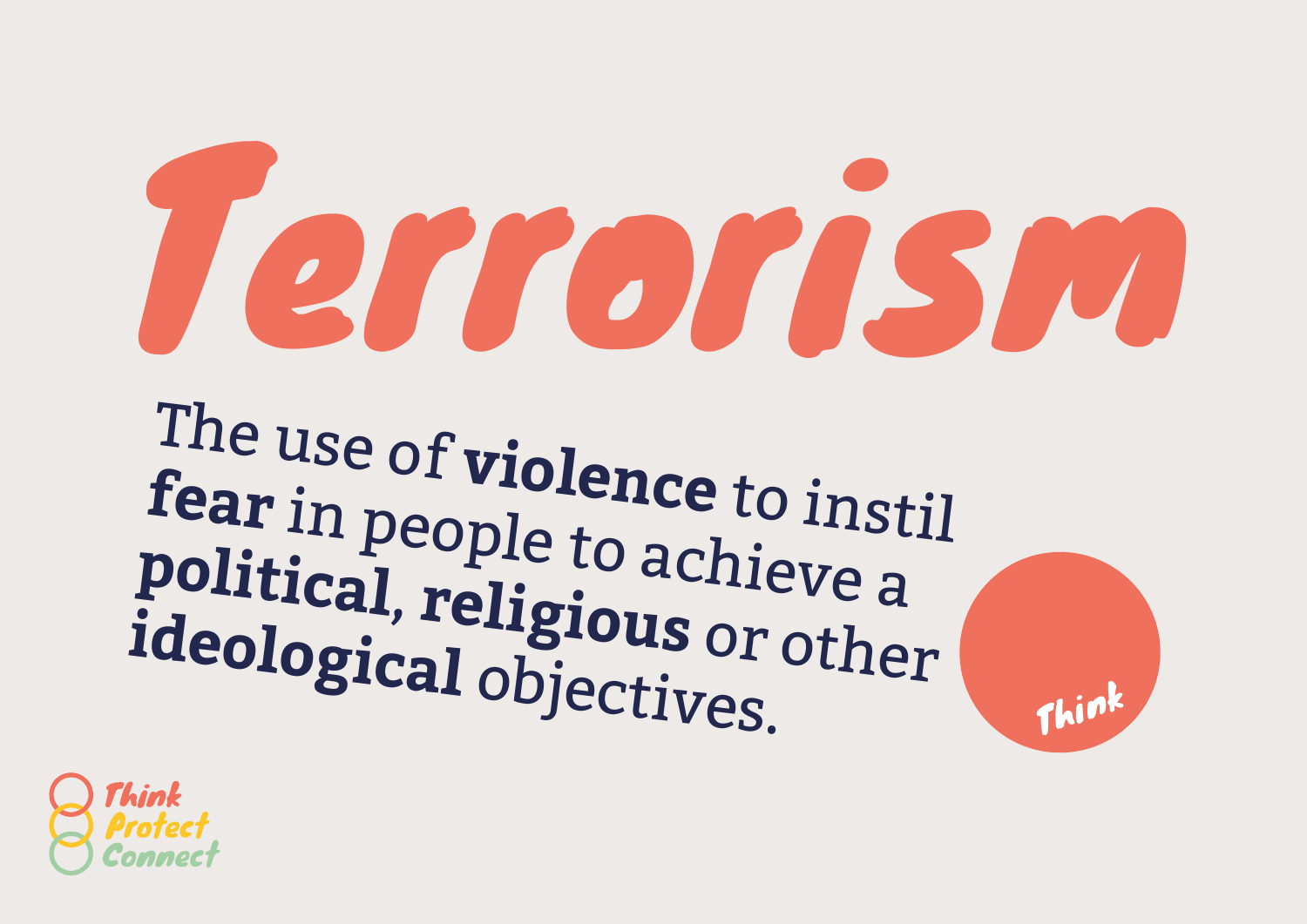# Terrorism

The use of **violence** to instil **fear** in people to achieve a **political**, **religious** or other **ideological** objectives.

Think

Think
Protect
Connect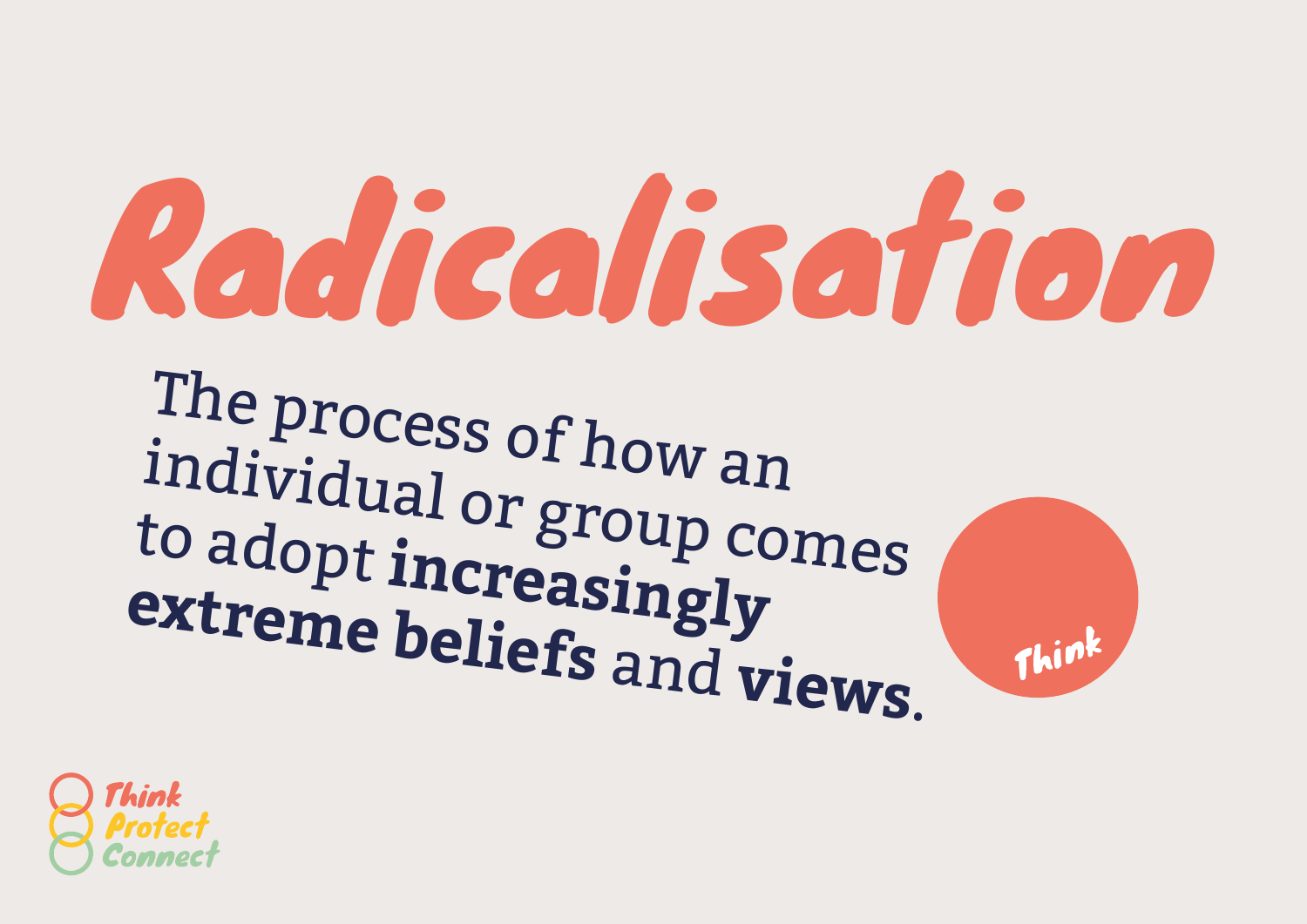# Radicalisation

The process of how an individual or group comes to adopt **increasingly extreme beliefs** and **views**.

Think

Think
Protect
Connect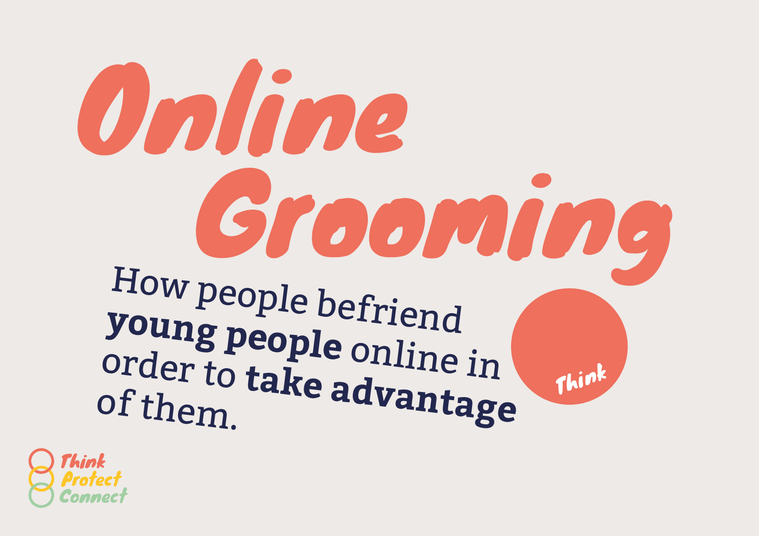# Online Grooming

How people befriend **young people** online in order to **take advantage** of them.

Think

Think
Protect
Connect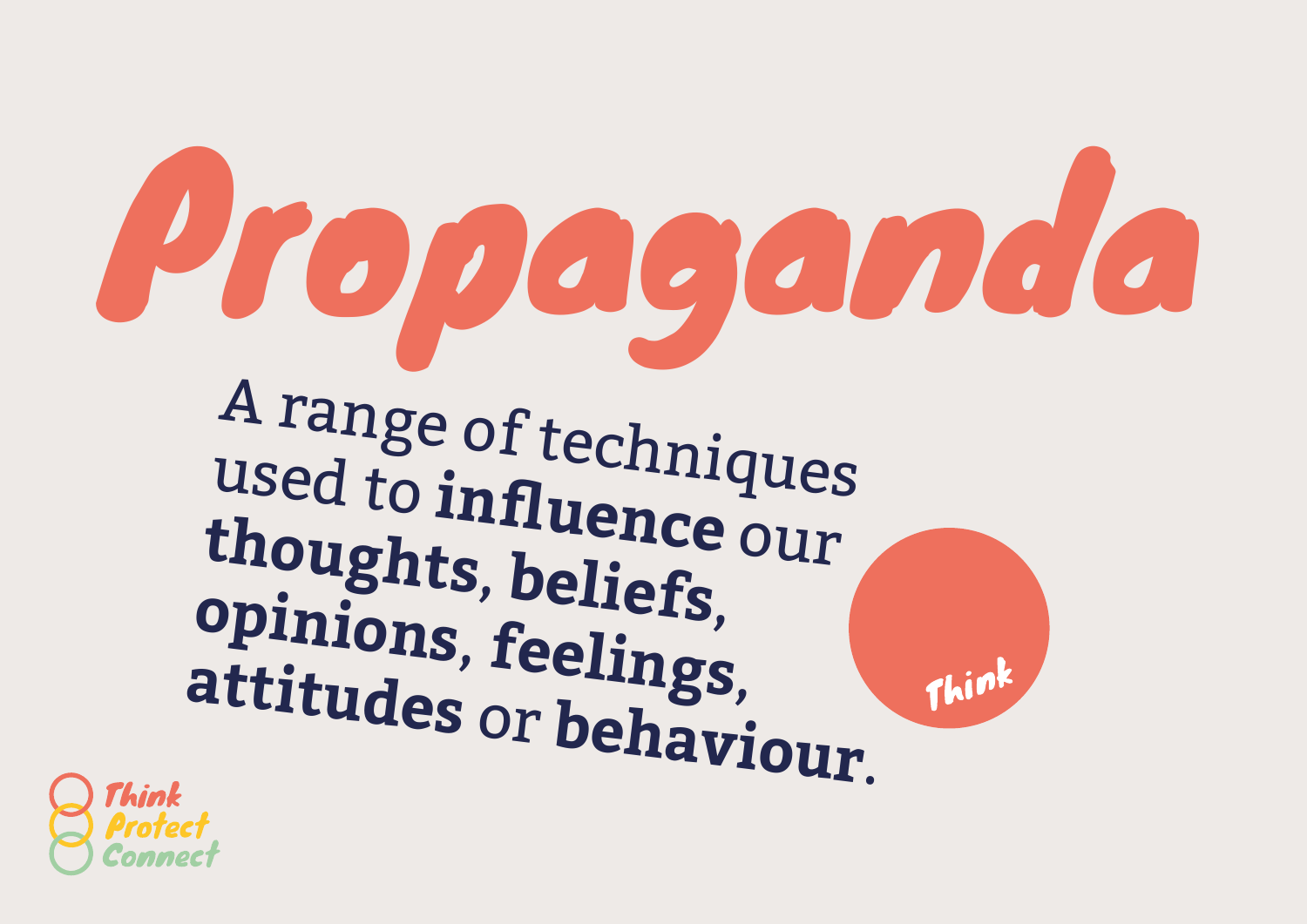# Propaganda

A range of techniques used to **influence** our **thoughts**, **beliefs**, **opinions**, **feelings**, **attitudes** or **behaviour**.

Think

Think
Protect
Connect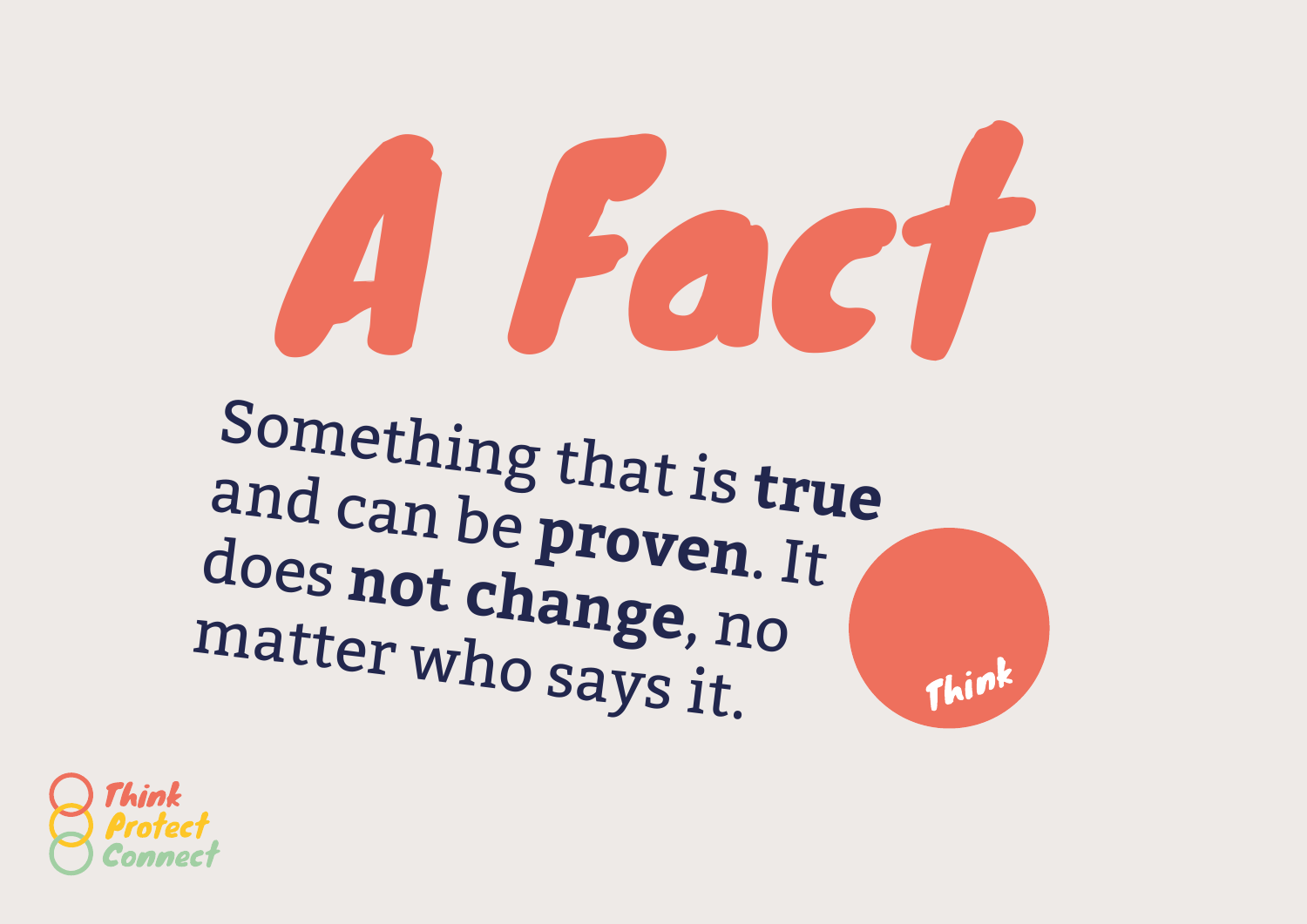# A Fact

Something that is **true** and can be **proven**. It does **not change**, no matter who says it.

Think

Think
Protect
Connect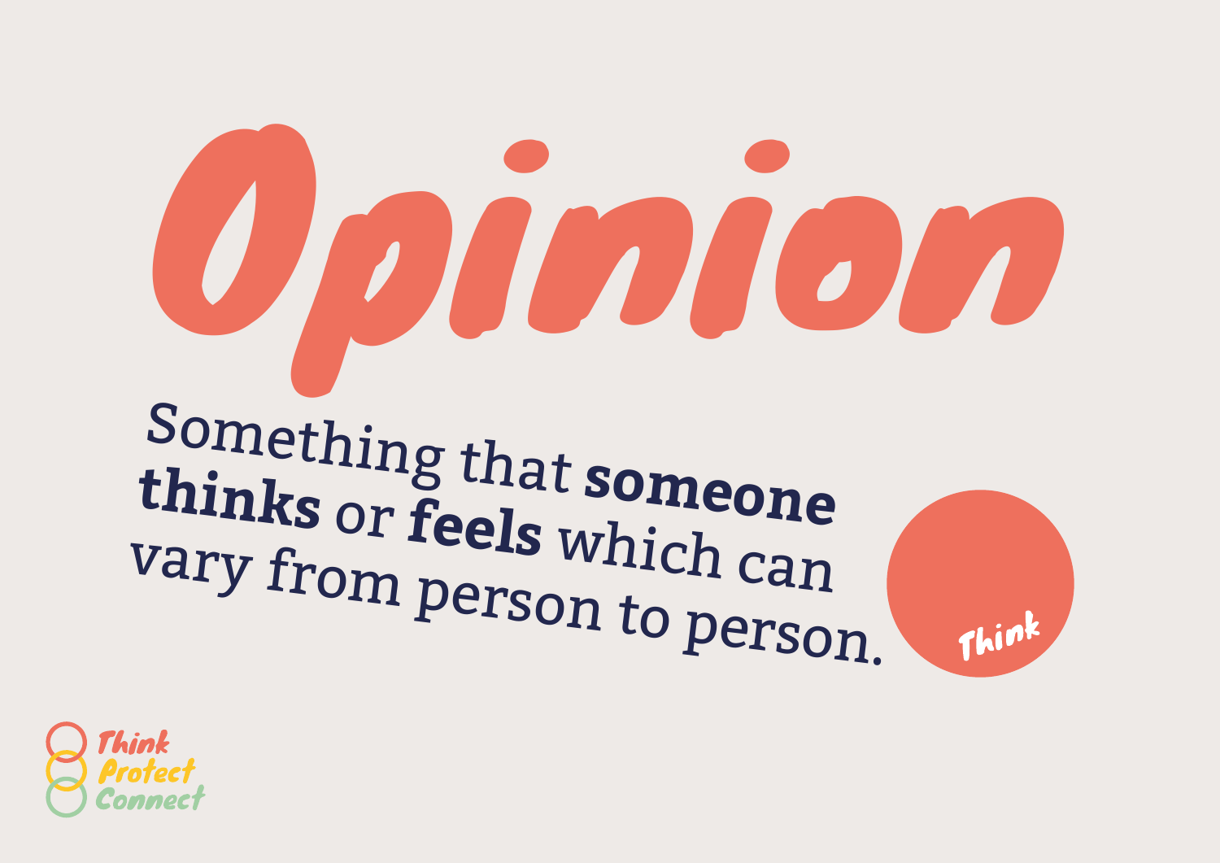# Opinion

Something that **someone thinks** or **feels** which can vary from person to person.

Think

Think
Protect
Connect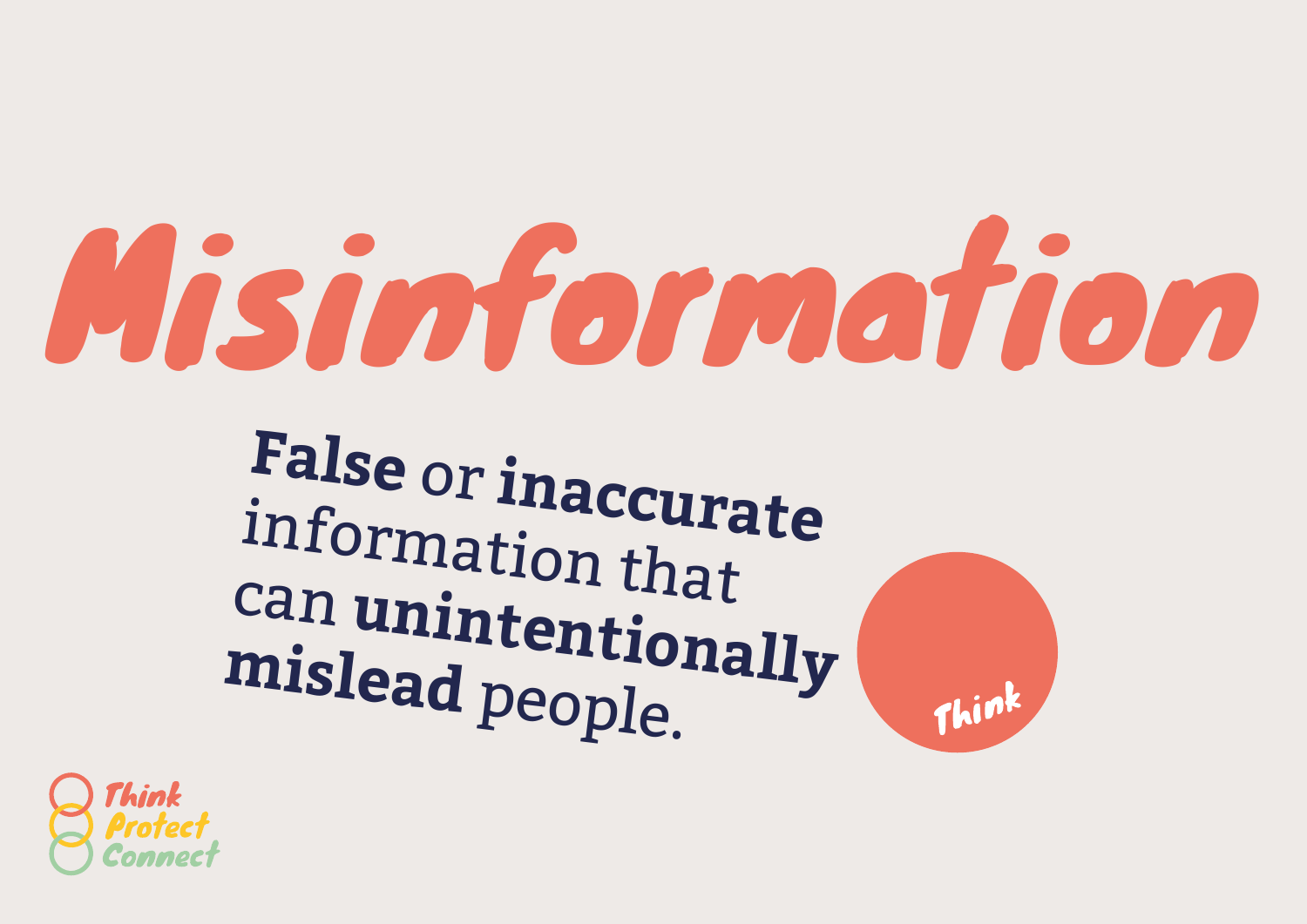# Misinformation

**False** or **inaccurate** information that can **unintentionally mislead** people.

Think

Think
Protect
Connect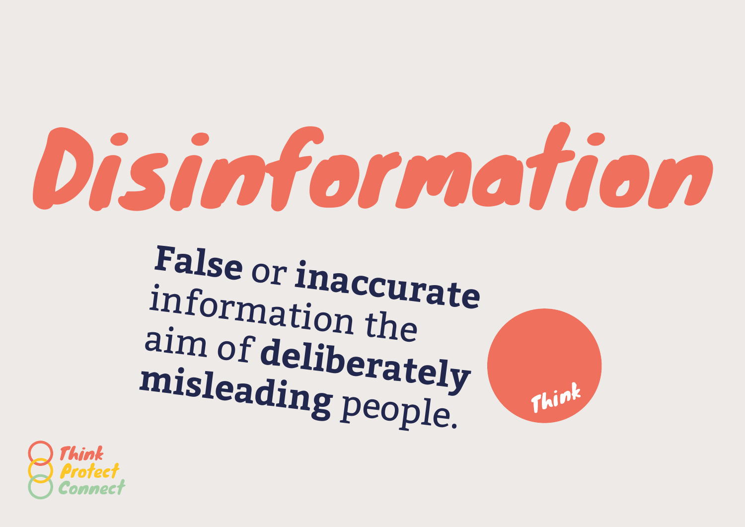# Disinformation

**False** or **inaccurate** information the aim of **deliberately misleading** people.

Think

Think
Protect
Connect